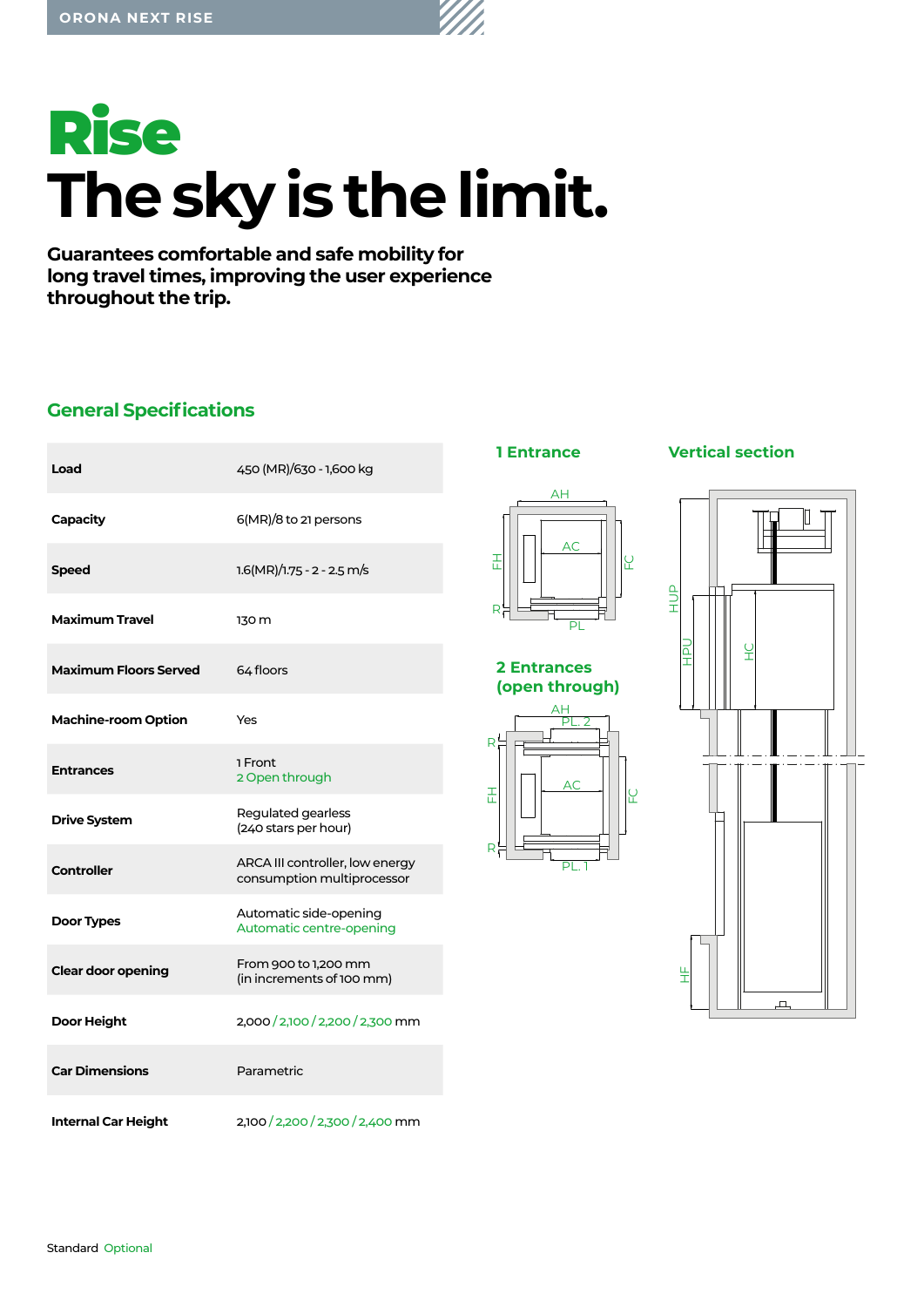# Rise
# The sky is the limit.

**Guarantees comfortable and safe mobility for long travel times, improving the user experience throughout the trip.**

## General Specifications

| | |
|---|---|
| **Load** | 450 (MR)/630 - 1,600 kg |
| **Capacity** | 6(MR)/8 to 21 persons |
| **Speed** | 1.6(MR)/1.75 - 2 - 2.5 m/s |
| **Maximum Travel** | 130 m |
| **Maximum Floors Served** | 64 floors |
| **Machine-room Option** | Yes |
| **Entrances** | 1 Front<br>2 Open through |
| **Drive System** | Regulated gearless<br>(240 stars per hour) |
| **Controller** | ARCA III controller, low energy consumption multiprocessor |
| **Door Types** | Automatic side-opening<br>Automatic centre-opening |
| **Clear door opening** | From 900 to 1,200 mm<br>(in increments of 100 mm) |
| **Door Height** | 2,000 / 2,100 / 2,200 / 2,300 mm |
| **Car Dimensions** | Parametric |
| **Internal Car Height** | 2,100 / 2,200 / 2,300 / 2,400 mm |

### 1 Entrance

AH, AC, FH, FC, R, PL

### 2 Entrances (open through)

AH, PL. 2, AC, FH, FC, R, PL. 1

### Vertical section

HUP, HPU, HC, HF

Standard Optional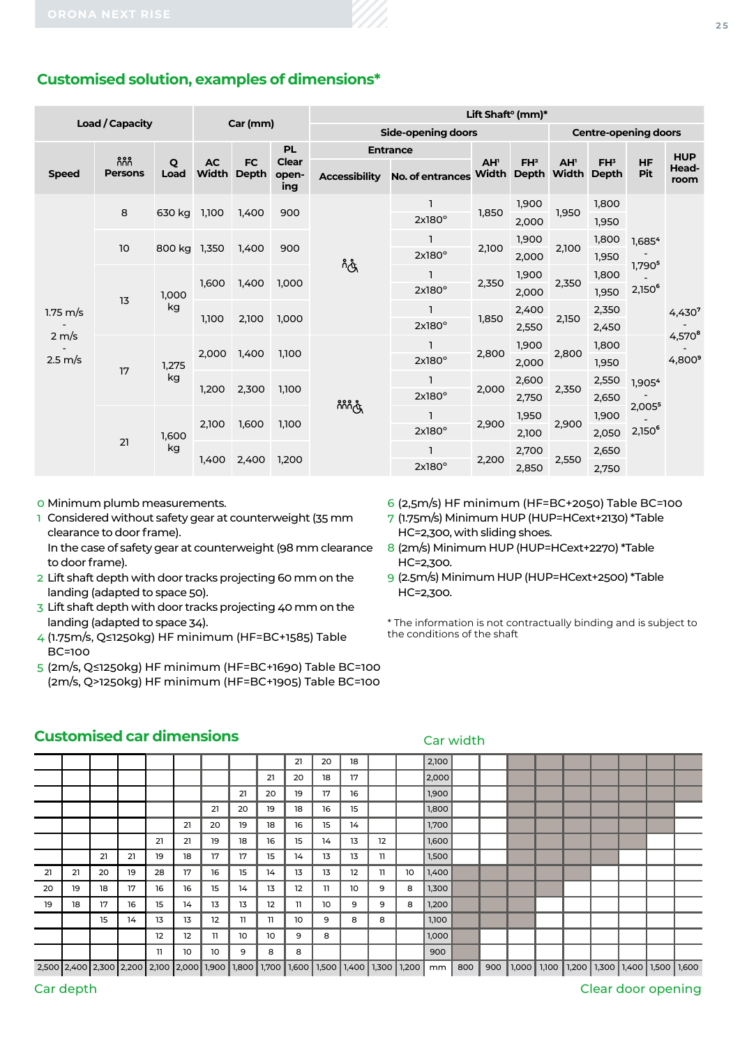## Customised solution, examples of dimensions*

| Load / Capacity | | | Car (mm) | | | Lift Shaft° (mm)* | | | | | | | |
|---|---|---|---|---|---|---|---|---|---|---|---|---|---|
| | | | | | | Side-opening doors | | | | Centre-opening doors | | | |
| | | | | | | Entrance | | | | | | | |
| Speed | Persons | Q Load | AC Width | FC Depth | PL Clear opening | Accessibility | No. of entrances | AH[1] Width | FH[2] Depth | AH[1] Width | FH[3] Depth | HF Pit | HUP Headroom |
| 1.75 m/s - 2 m/s - 2.5 m/s | 8 | 630 kg | 1,100 | 1,400 | 900 | | 1 | 1,850 | 1,900 | 1,950 | 1,800 | 1,685[4] - 1,790[5] - 2,150[6] | 4,430[7] - 4,570[8] - 4,800[9] |
| | | | | | | | 2x180° | | 2,000 | | 1,950 | | |
| | 10 | 800 kg | 1,350 | 1,400 | 900 | | 1 | 2,100 | 1,900 | 2,100 | 1,800 | | |
| | | | | | | | 2x180° | | 2,000 | | 1,950 | | |
| | 13 | 1,000 kg | 1,600 | 1,400 | 1,000 | | 1 | 2,350 | 1,900 | 2,350 | 1,800 | | |
| | | | | | | | 2x180° | | 2,000 | | 1,950 | | |
| | | | 1,100 | 2,100 | 1,000 | | 1 | 1,850 | 2,400 | 2,150 | 2,350 | | |
| | | | | | | | 2x180° | | 2,550 | | 2,450 | | |
| | 17 | 1,275 kg | 2,000 | 1,400 | 1,100 | | 1 | 2,800 | 1,900 | 2,800 | 1,800 | 1,905[4] - 2,005[5] - 2,150[6] | |
| | | | | | | | 2x180° | | 2,000 | | 1,950 | | |
| | | | 1,200 | 2,300 | 1,100 | | 1 | 2,000 | 2,600 | 2,350 | 2,550 | | |
| | | | | | | | 2x180° | | 2,750 | | 2,650 | | |
| | 21 | 1,600 kg | 2,100 | 1,600 | 1,100 | | 1 | 2,900 | 1,950 | 2,900 | 1,900 | | |
| | | | | | | | 2x180° | | 2,100 | | 2,050 | | |
| | | | 1,400 | 2,400 | 1,200 | | 1 | 2,200 | 2,700 | 2,550 | 2,650 | | |
| | | | | | | | 2x180° | | 2,850 | | 2,750 | | |

0 Minimum plumb measurements.
1 Considered without safety gear at counterweight (35 mm clearance to door frame). In the case of safety gear at counterweight (98 mm clearance to door frame).
2 Lift shaft depth with door tracks projecting 60 mm on the landing (adapted to space 50).
3 Lift shaft depth with door tracks projecting 40 mm on the landing (adapted to space 34).
4 (1.75m/s, Q≤1250kg) HF minimum (HF=BC+1585) Table BC=100
5 (2m/s, Q≤1250kg) HF minimum (HF=BC+1690) Table BC=100
(2m/s, Q>1250kg) HF minimum (HF=BC+1905) Table BC=100
6 (2,5m/s) HF minimum (HF=BC+2050) Table BC=100
7 (1.75m/s) Minimum HUP (HUP=HCext+2130) *Table HC=2,300, with sliding shoes.
8 (2m/s) Minimum HUP (HUP=HCext+2270) *Table HC=2,300.
9 (2.5m/s) Minimum HUP (HUP=HCext+2500) *Table HC=2,300.

* The information is not contractually binding and is subject to the conditions of the shaft

## Customised car dimensions

Car width

| | | | | | | | | | | | | | | | | | | | | | | | |
|---|---|---|---|---|---|---|---|---|---|---|---|---|---|---|---|---|---|---|---|---|---|---|---|
| | | | | | | | | | 21 | 20 | 18 | | | 2,100 | | | | | | | | | |
| | | | | | | | | 21 | 20 | 18 | 17 | | | 2,000 | | | | | | | | | |
| | | | | | | | 21 | 20 | 19 | 17 | 16 | | | 1,900 | | | | | | | | | |
| | | | | | | 21 | 20 | 19 | 18 | 16 | 15 | | | 1,800 | | | | | | | | | |
| | | | | | 21 | 20 | 19 | 18 | 16 | 15 | 14 | | | 1,700 | | | | | | | | | |
| | | | | 21 | 21 | 19 | 18 | 16 | 15 | 14 | 13 | 12 | | 1,600 | | | | | | | | | |
| | | 21 | 21 | 19 | 18 | 17 | 17 | 15 | 14 | 13 | 13 | 11 | | 1,500 | | | | | | | | | |
| 21 | 21 | 20 | 19 | 28 | 17 | 16 | 15 | 14 | 13 | 13 | 12 | 11 | 10 | 1,400 | | | | | | | | | |
| 20 | 19 | 18 | 17 | 16 | 16 | 15 | 14 | 13 | 12 | 11 | 10 | 9 | 8 | 1,300 | | | | | | | | | |
| 19 | 18 | 17 | 16 | 15 | 14 | 13 | 13 | 12 | 11 | 10 | 9 | 9 | 8 | 1,200 | | | | | | | | | |
| | | 15 | 14 | 13 | 13 | 12 | 11 | 11 | 10 | 9 | 8 | 8 | | 1,100 | | | | | | | | | |
| | | | | 12 | 12 | 11 | 10 | 10 | 9 | 8 | | | | 1,000 | | | | | | | | | |
| | | | | 11 | 10 | 10 | 9 | 8 | 8 | | | | | 900 | | | | | | | | | |
| 2,500 | 2,400 | 2,300 | 2,200 | 2,100 | 2,000 | 1,900 | 1,800 | 1,700 | 1,600 | 1,500 | 1,400 | 1,300 | 1,200 | mm | 800 | 900 | 1,000 | 1,100 | 1,200 | 1,300 | 1,400 | 1,500 | 1,600 |

Car depth

Clear door opening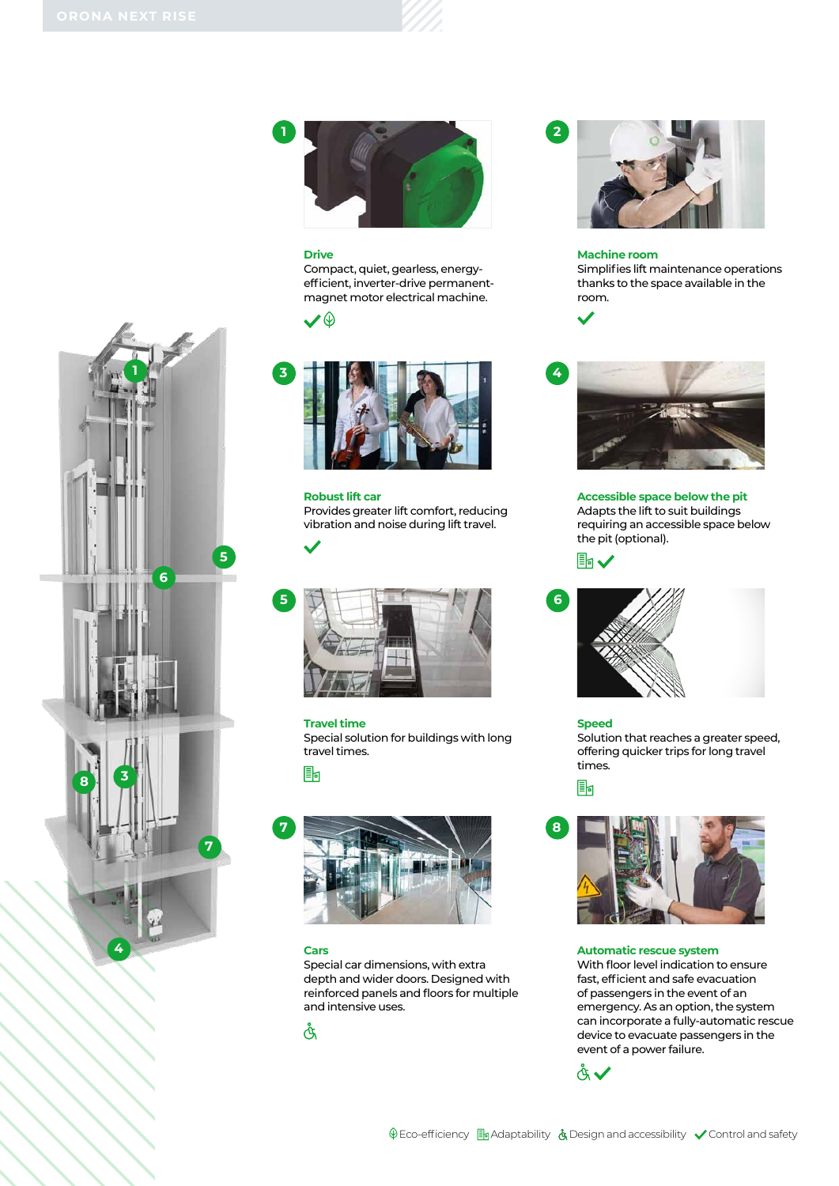## 1 Drive

Compact, quiet, gearless, energy-efficient, inverter-drive permanent-magnet motor electrical machine.

## 2 Machine room

Simplifies lift maintenance operations thanks to the space available in the room.

## 3 Robust lift car

Provides greater lift comfort, reducing vibration and noise during lift travel.

## 4 Accessible space below the pit

Adapts the lift to suit buildings requiring an accessible space below the pit (optional).

## 5 Travel time

Special solution for buildings with long travel times.

## 6 Speed

Solution that reaches a greater speed, offering quicker trips for long travel times.

## 7 Cars

Special car dimensions, with extra depth and wider doors. Designed with reinforced panels and floors for multiple and intensive uses.

## 8 Automatic rescue system

With floor level indication to ensure fast, efficient and safe evacuation of passengers in the event of an emergency. As an option, the system can incorporate a fully-automatic rescue device to evacuate passengers in the event of a power failure.

Eco-efficiency | Adaptability | Design and accessibility | Control and safety